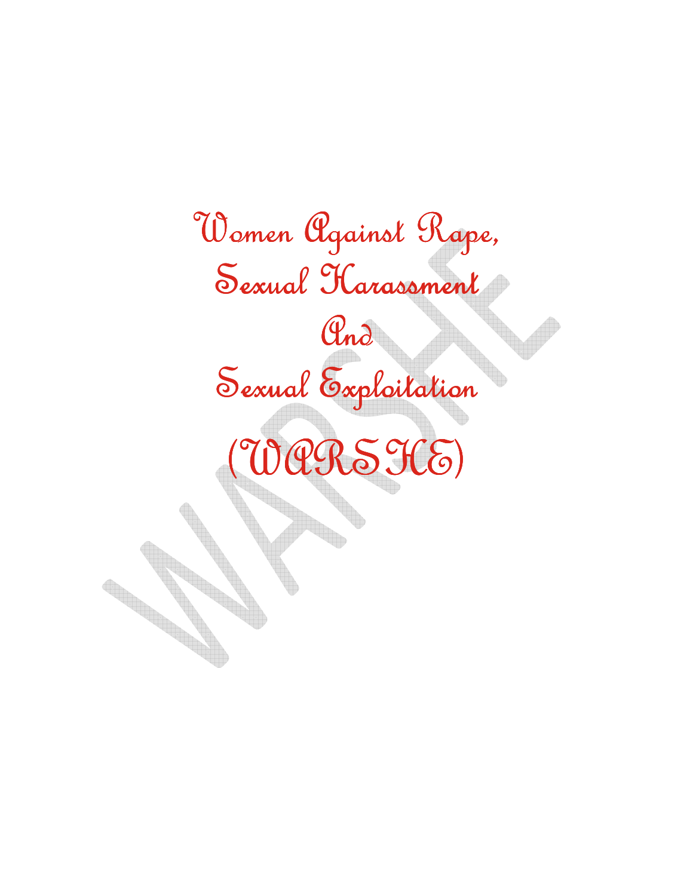# Women Against Rape, Sexual Harassment And Sexual Exploitation

# (WARSHE)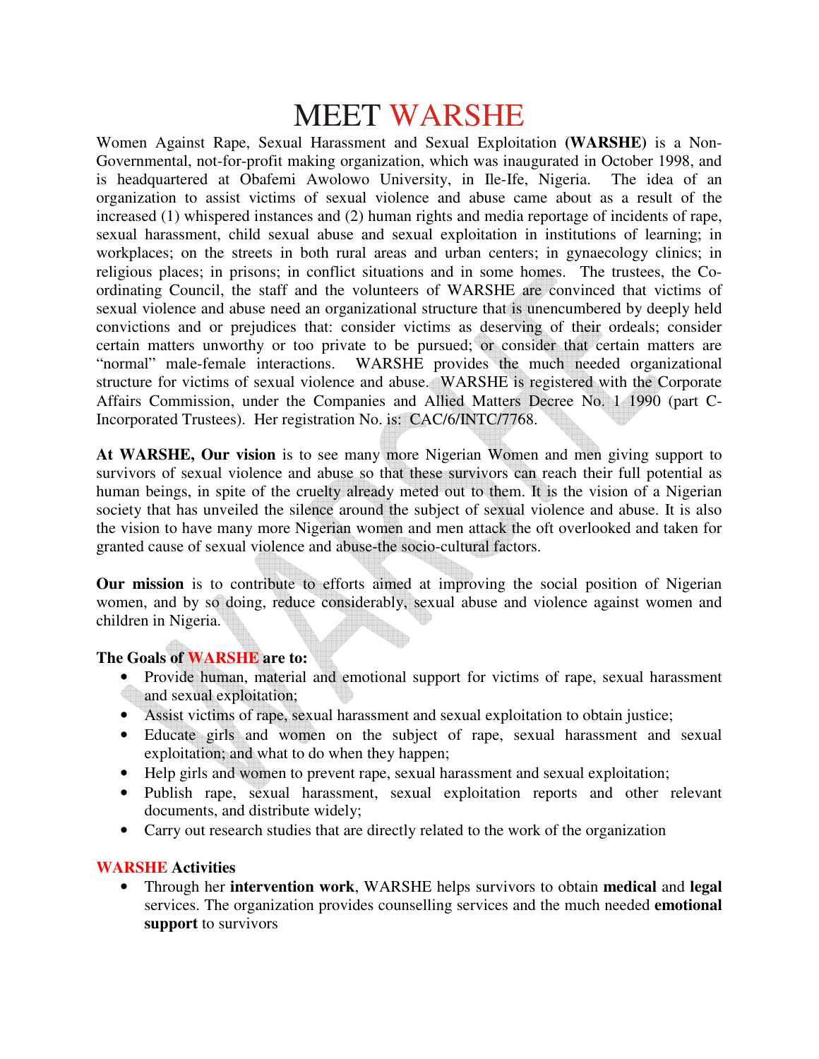# MEET WARSHE

Women Against Rape, Sexual Harassment and Sexual Exploitation **(WARSHE)** is a Non-Governmental, not-for-profit making organization, which was inaugurated in October 1998, and is headquartered at Obafemi Awolowo University, in Ile-Ife, Nigeria. The idea of an organization to assist victims of sexual violence and abuse came about as a result of the increased (1) whispered instances and (2) human rights and media reportage of incidents of rape, sexual harassment, child sexual abuse and sexual exploitation in institutions of learning; in workplaces; on the streets in both rural areas and urban centers; in gynaecology clinics; in religious places; in prisons; in conflict situations and in some homes. The trustees, the Co-ordinating Council, the staff and the volunteers of WARSHE are convinced that victims of sexual violence and abuse need an organizational structure that is unencumbered by deeply held convictions and or prejudices that: consider victims as deserving of their ordeals; consider certain matters unworthy or too private to be pursued; or consider that certain matters are "normal" male-female interactions. WARSHE provides the much needed organizational structure for victims of sexual violence and abuse. WARSHE is registered with the Corporate Affairs Commission, under the Companies and Allied Matters Decree No. 1 1990 (part C-Incorporated Trustees). Her registration No. is: CAC/6/INTC/7768.

**At WARSHE, Our vision** is to see many more Nigerian Women and men giving support to survivors of sexual violence and abuse so that these survivors can reach their full potential as human beings, in spite of the cruelty already meted out to them. It is the vision of a Nigerian society that has unveiled the silence around the subject of sexual violence and abuse. It is also the vision to have many more Nigerian women and men attack the oft overlooked and taken for granted cause of sexual violence and abuse-the socio-cultural factors.

**Our mission** is to contribute to efforts aimed at improving the social position of Nigerian women, and by so doing, reduce considerably, sexual abuse and violence against women and children in Nigeria.

**The Goals of WARSHE are to:**

- Provide human, material and emotional support for victims of rape, sexual harassment and sexual exploitation;
- Assist victims of rape, sexual harassment and sexual exploitation to obtain justice;
- Educate girls and women on the subject of rape, sexual harassment and sexual exploitation; and what to do when they happen;
- Help girls and women to prevent rape, sexual harassment and sexual exploitation;
- Publish rape, sexual harassment, sexual exploitation reports and other relevant documents, and distribute widely;
- Carry out research studies that are directly related to the work of the organization

**WARSHE Activities**

- Through her **intervention work**, WARSHE helps survivors to obtain **medical** and **legal** services. The organization provides counselling services and the much needed **emotional support** to survivors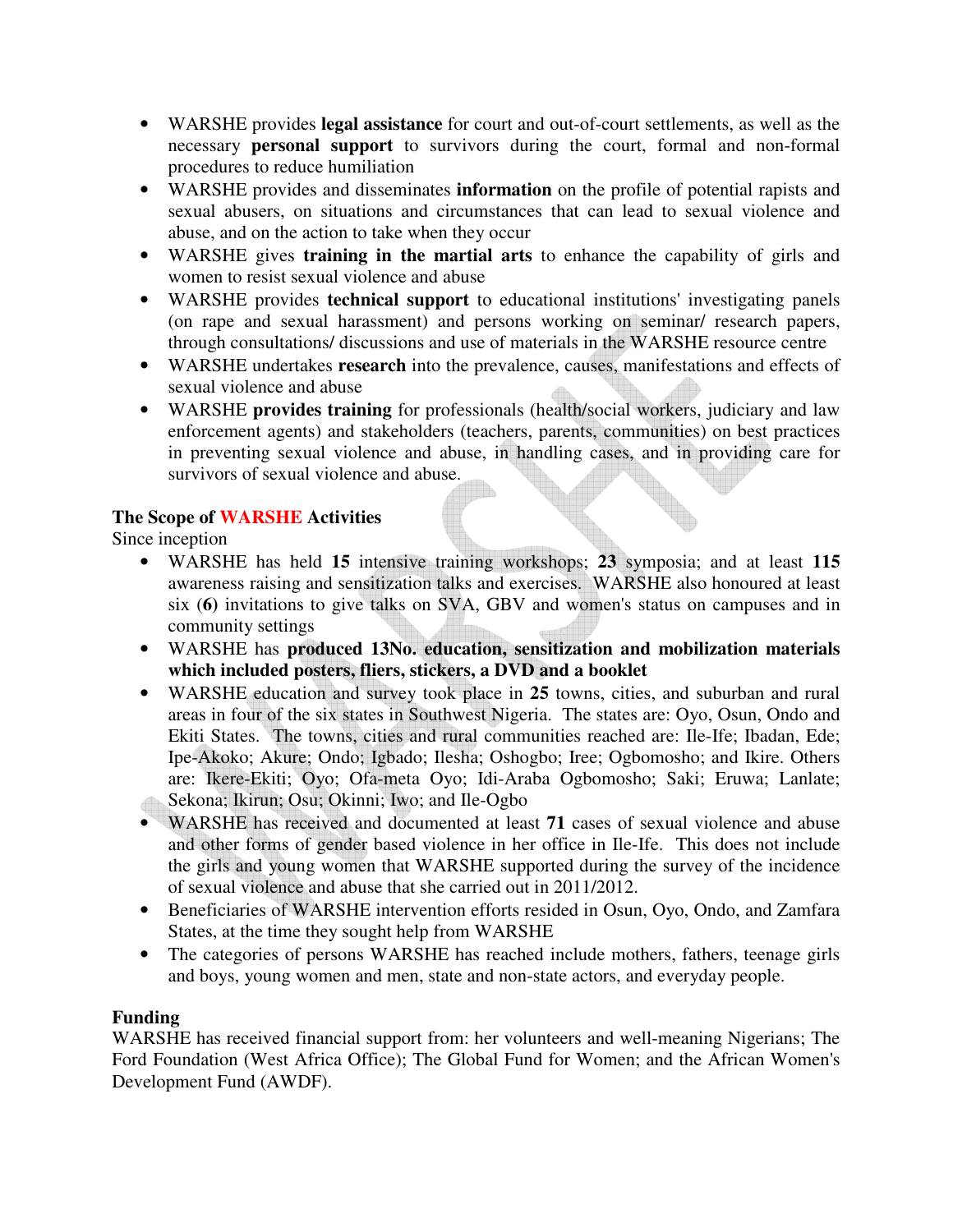- WARSHE provides **legal assistance** for court and out-of-court settlements, as well as the necessary **personal support** to survivors during the court, formal and non-formal procedures to reduce humiliation
- WARSHE provides and disseminates **information** on the profile of potential rapists and sexual abusers, on situations and circumstances that can lead to sexual violence and abuse, and on the action to take when they occur
- WARSHE gives **training in the martial arts** to enhance the capability of girls and women to resist sexual violence and abuse
- WARSHE provides **technical support** to educational institutions' investigating panels (on rape and sexual harassment) and persons working on seminar/ research papers, through consultations/ discussions and use of materials in the WARSHE resource centre
- WARSHE undertakes **research** into the prevalence, causes, manifestations and effects of sexual violence and abuse
- WARSHE **provides training** for professionals (health/social workers, judiciary and law enforcement agents) and stakeholders (teachers, parents, communities) on best practices in preventing sexual violence and abuse, in handling cases, and in providing care for survivors of sexual violence and abuse.

**The Scope of WARSHE Activities**

Since inception

- WARSHE has held **15** intensive training workshops; **23** symposia; and at least **115** awareness raising and sensitization talks and exercises. WARSHE also honoured at least six (**6**) invitations to give talks on SVA, GBV and women's status on campuses and in community settings
- WARSHE has **produced 13No. education, sensitization and mobilization materials which included posters, fliers, stickers, a DVD and a booklet**
- WARSHE education and survey took place in **25** towns, cities, and suburban and rural areas in four of the six states in Southwest Nigeria. The states are: Oyo, Osun, Ondo and Ekiti States. The towns, cities and rural communities reached are: Ile-Ife; Ibadan, Ede; Ipe-Akoko; Akure; Ondo; Igbado; Ilesha; Oshogbo; Iree; Ogbomosho; and Ikire. Others are: Ikere-Ekiti; Oyo; Ofa-meta Oyo; Idi-Araba Ogbomosho; Saki; Eruwa; Lanlate; Sekona; Ikirun; Osu; Okinni; Iwo; and Ile-Ogbo
- WARSHE has received and documented at least **71** cases of sexual violence and abuse and other forms of gender based violence in her office in Ile-Ife. This does not include the girls and young women that WARSHE supported during the survey of the incidence of sexual violence and abuse that she carried out in 2011/2012.
- Beneficiaries of WARSHE intervention efforts resided in Osun, Oyo, Ondo, and Zamfara States, at the time they sought help from WARSHE
- The categories of persons WARSHE has reached include mothers, fathers, teenage girls and boys, young women and men, state and non-state actors, and everyday people.

**Funding**

WARSHE has received financial support from: her volunteers and well-meaning Nigerians; The Ford Foundation (West Africa Office); The Global Fund for Women; and the African Women's Development Fund (AWDF).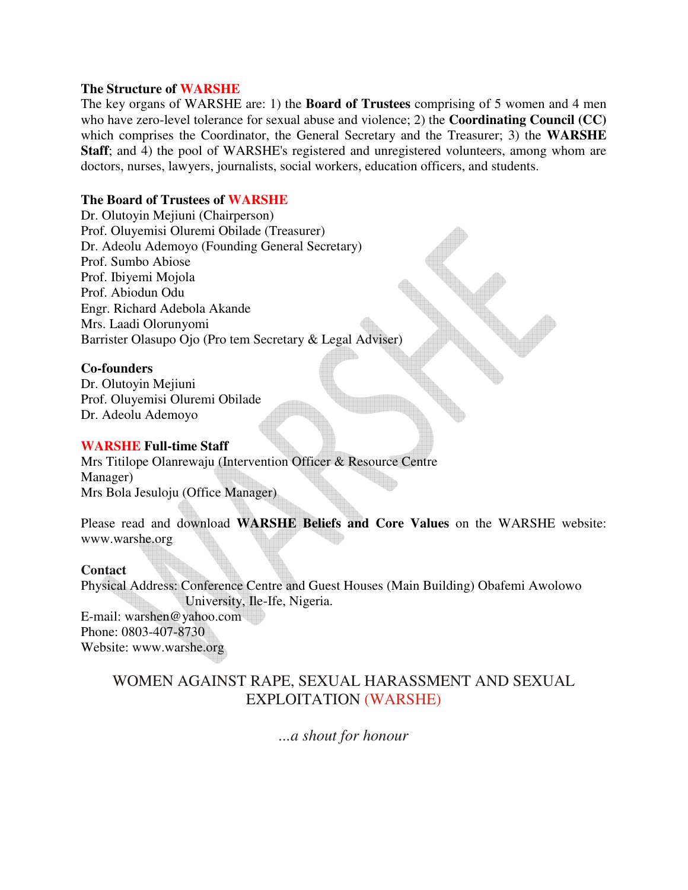## The Structure of WARSHE

The key organs of WARSHE are: 1) the **Board of Trustees** comprising of 5 women and 4 men who have zero-level tolerance for sexual abuse and violence; 2) the **Coordinating Council (CC)** which comprises the Coordinator, the General Secretary and the Treasurer; 3) the **WARSHE Staff**; and 4) the pool of WARSHE's registered and unregistered volunteers, among whom are doctors, nurses, lawyers, journalists, social workers, education officers, and students.

## The Board of Trustees of WARSHE

Dr. Olutoyin Mejiuni (Chairperson)
Prof. Oluyemisi Oluremi Obilade (Treasurer)
Dr. Adeolu Ademoyo (Founding General Secretary)
Prof. Sumbo Abiose
Prof. Ibiyemi Mojola
Prof. Abiodun Odu
Engr. Richard Adebola Akande
Mrs. Laadi Olorunyomi
Barrister Olasupo Ojo (Pro tem Secretary & Legal Adviser)

## Co-founders

Dr. Olutoyin Mejiuni
Prof. Oluyemisi Oluremi Obilade
Dr. Adeolu Ademoyo

## WARSHE Full-time Staff

Mrs Titilope Olanrewaju (Intervention Officer & Resource Centre Manager)
Mrs Bola Jesuloju (Office Manager)

Please read and download **WARSHE Beliefs and Core Values** on the WARSHE website: www.warshe.org

## Contact

Physical Address: Conference Centre and Guest Houses (Main Building) Obafemi Awolowo University, Ile-Ife, Nigeria.
E-mail: warshen@yahoo.com
Phone: 0803-407-8730
Website: www.warshe.org

WOMEN AGAINST RAPE, SEXUAL HARASSMENT AND SEXUAL EXPLOITATION (WARSHE)

*...a shout for honour*